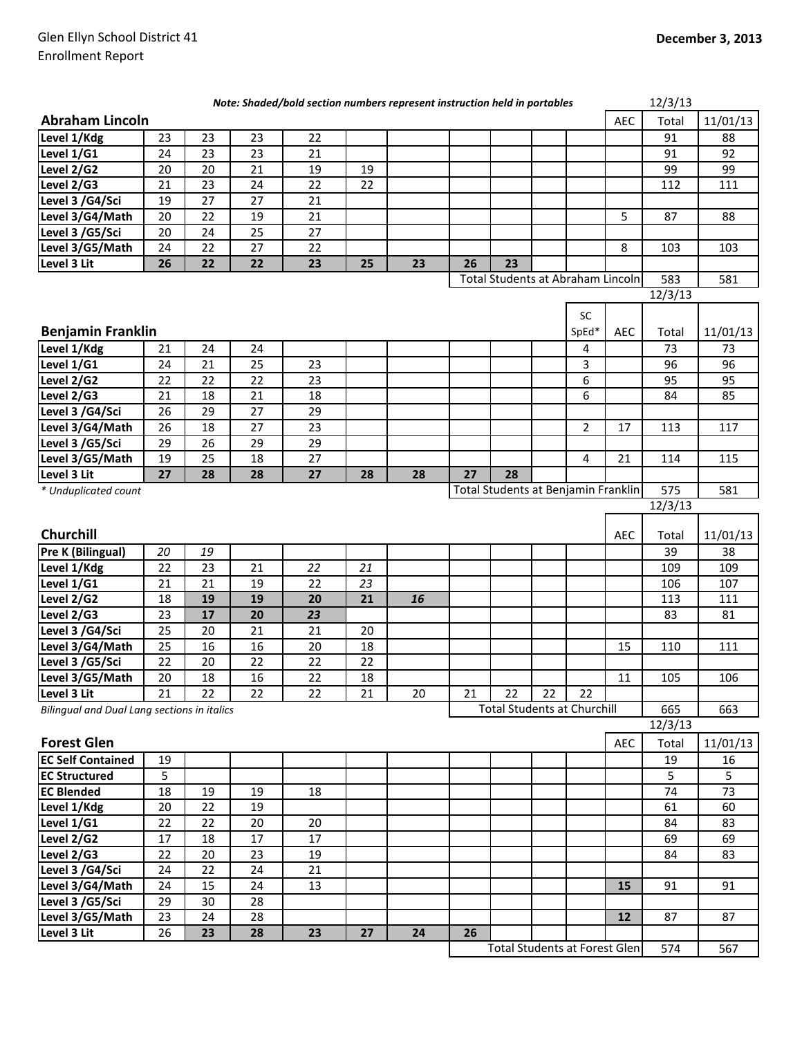Glen Ellyn School District 41
Enrollment Report

**December 3, 2013**

***Note: Shaded/bold section numbers represent instruction held in portables***

## Abraham Lincoln

| Abraham Lincoln | | | | | | | | | | | AEC | Total 12/3/13 | 11/01/13 |
|---|---|---|---|---|---|---|---|---|---|---|---|---|---|
| Level 1/Kdg | 23 | 23 | 23 | 22 | | | | | | | | 91 | 88 |
| Level 1/G1 | 24 | 23 | 23 | 21 | | | | | | | | 91 | 92 |
| Level 2/G2 | 20 | 20 | 21 | 19 | 19 | | | | | | | 99 | 99 |
| Level 2/G3 | 21 | 23 | 24 | 22 | 22 | | | | | | | 112 | 111 |
| Level 3 /G4/Sci | 19 | 27 | 27 | 21 | | | | | | | | | |
| Level 3/G4/Math | 20 | 22 | 19 | 21 | | | | | | | 5 | 87 | 88 |
| Level 3 /G5/Sci | 20 | 24 | 25 | 27 | | | | | | | | | |
| Level 3/G5/Math | 24 | 22 | 27 | 22 | | | | | | | 8 | 103 | 103 |
| Level 3 Lit | **26** | **22** | **22** | **23** | **25** | **23** | **26** | **23** | | | | | |
| | | | | | | | Total Students at Abraham Lincoln | | | | | 583 | 581 |

## Benjamin Franklin

| Benjamin Franklin | | | | | | | | | | SC SpEd* | AEC | Total 12/3/13 | 11/01/13 |
|---|---|---|---|---|---|---|---|---|---|---|---|---|---|
| Level 1/Kdg | 21 | 24 | 24 | | | | | | | 4 | | 73 | 73 |
| Level 1/G1 | 24 | 21 | 25 | 23 | | | | | | 3 | | 96 | 96 |
| Level 2/G2 | 22 | 22 | 22 | 23 | | | | | | 6 | | 95 | 95 |
| Level 2/G3 | 21 | 18 | 21 | 18 | | | | | | 6 | | 84 | 85 |
| Level 3 /G4/Sci | 26 | 29 | 27 | 29 | | | | | | | | | |
| Level 3/G4/Math | 26 | 18 | 27 | 23 | | | | | | 2 | 17 | 113 | 117 |
| Level 3 /G5/Sci | 29 | 26 | 29 | 29 | | | | | | | | | |
| Level 3/G5/Math | 19 | 25 | 18 | 27 | | | | | | 4 | 21 | 114 | 115 |
| Level 3 Lit | **27** | **28** | **28** | **27** | **28** | **28** | **27** | **28** | | | | | |
| *\* Unduplicated count* | | | | | | | Total Students at Benjamin Franklin | | | | | 575 | 581 |

## Churchill

| Churchill | | | | | | | | | | | AEC | Total 12/3/13 | 11/01/13 |
|---|---|---|---|---|---|---|---|---|---|---|---|---|---|
| Pre K (Bilingual) | *20* | *19* | | | | | | | | | | 39 | 38 |
| Level 1/Kdg | 22 | 23 | 21 | *22* | *21* | | | | | | | 109 | 109 |
| Level 1/G1 | 21 | 21 | 19 | 22 | *23* | | | | | | | 106 | 107 |
| Level 2/G2 | 18 | **19** | **19** | **20** | **21** | ***16*** | | | | | | 113 | 111 |
| Level 2/G3 | 23 | **17** | **20** | ***23*** | | | | | | | | 83 | 81 |
| Level 3 /G4/Sci | 25 | 20 | 21 | 21 | 20 | | | | | | | | |
| Level 3/G4/Math | 25 | 16 | 16 | 20 | 18 | | | | | | 15 | 110 | 111 |
| Level 3 /G5/Sci | 22 | 20 | 22 | 22 | 22 | | | | | | | | |
| Level 3/G5/Math | 20 | 18 | 16 | 22 | 18 | | | | | | 11 | 105 | 106 |
| Level 3 Lit | 21 | 22 | 22 | 22 | 21 | 20 | 21 | 22 | 22 | 22 | | | |
| *Bilingual and Dual Lang sections in italics* | | | | | | | Total Students at Churchill | | | | | 665 | 663 |

## Forest Glen

| Forest Glen | | | | | | | | | | | AEC | Total 12/3/13 | 11/01/13 |
|---|---|---|---|---|---|---|---|---|---|---|---|---|---|
| EC Self Contained | 19 | | | | | | | | | | | 19 | 16 |
| EC Structured | 5 | | | | | | | | | | | 5 | 5 |
| EC Blended | 18 | 19 | 19 | 18 | | | | | | | | 74 | 73 |
| Level 1/Kdg | 20 | 22 | 19 | | | | | | | | | 61 | 60 |
| Level 1/G1 | 22 | 22 | 20 | 20 | | | | | | | | 84 | 83 |
| Level 2/G2 | 17 | 18 | 17 | 17 | | | | | | | | 69 | 69 |
| Level 2/G3 | 22 | 20 | 23 | 19 | | | | | | | | 84 | 83 |
| Level 3 /G4/Sci | 24 | 22 | 24 | 21 | | | | | | | | | |
| Level 3/G4/Math | 24 | 15 | 24 | 13 | | | | | | | **15** | 91 | 91 |
| Level 3 /G5/Sci | 29 | 30 | 28 | | | | | | | | | | |
| Level 3/G5/Math | 23 | 24 | 28 | | | | | | | | **12** | 87 | 87 |
| Level 3 Lit | 26 | **23** | **28** | **23** | **27** | **24** | **26** | | | | | | |
| | | | | | | | Total Students at Forest Glen | | | | | 574 | 567 |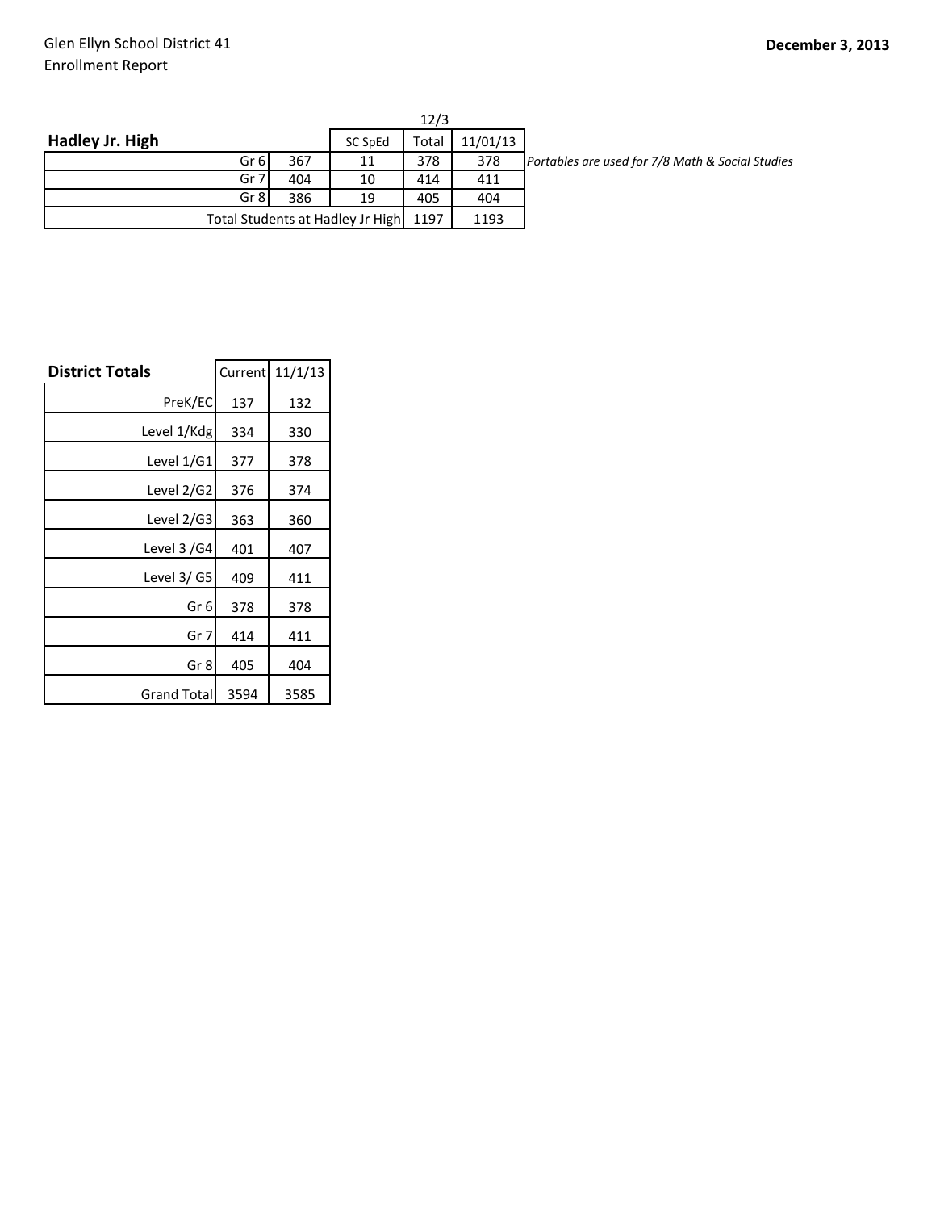Glen Ellyn School District 41
Enrollment Report

**December 3, 2013**

| Hadley Jr. High | | SC SpEd | 12/3 Total | 11/01/13 |
| --- | --- | --- | --- | --- |
| Gr 6 | 367 | 11 | 378 | 378 |
| Gr 7 | 404 | 10 | 414 | 411 |
| Gr 8 | 386 | 19 | 405 | 404 |
| Total Students at Hadley Jr High | | | 1197 | 1193 |

*Portables are used for 7/8 Math & Social Studies*

| District Totals | Current | 11/1/13 |
| --- | --- | --- |
| PreK/EC | 137 | 132 |
| Level 1/Kdg | 334 | 330 |
| Level 1/G1 | 377 | 378 |
| Level 2/G2 | 376 | 374 |
| Level 2/G3 | 363 | 360 |
| Level 3 /G4 | 401 | 407 |
| Level 3/ G5 | 409 | 411 |
| Gr 6 | 378 | 378 |
| Gr 7 | 414 | 411 |
| Gr 8 | 405 | 404 |
| Grand Total | 3594 | 3585 |